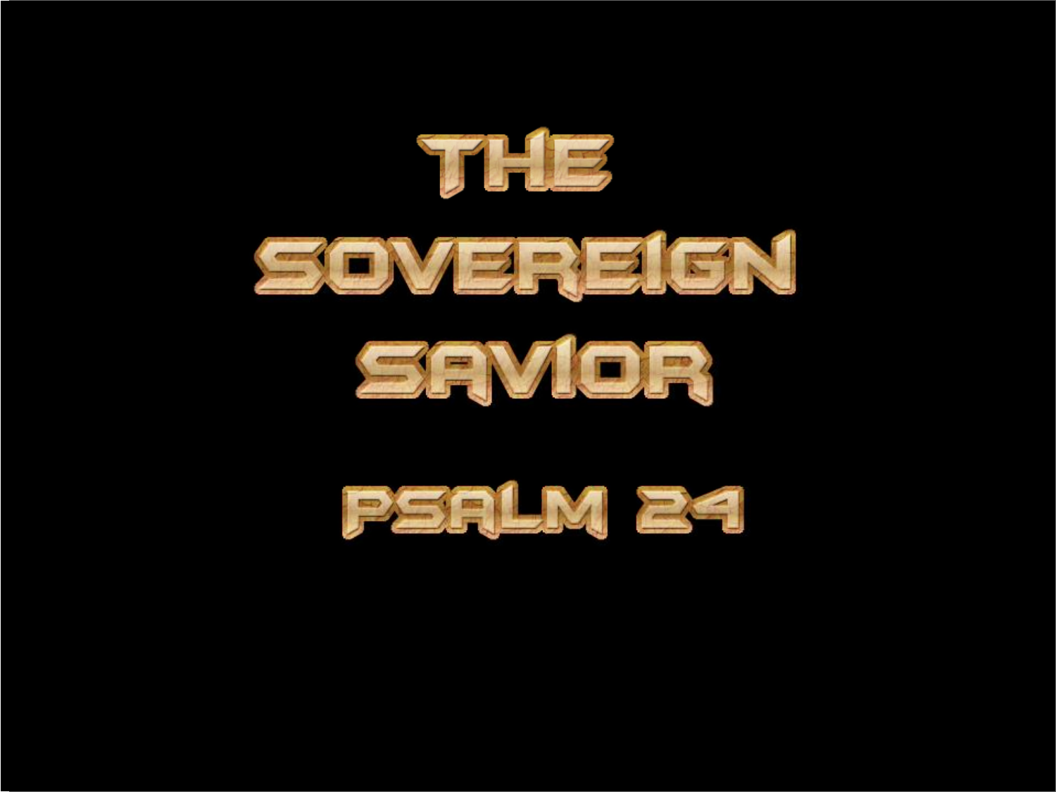# THE SOVEREIGN SAVIOR

## PSALM 24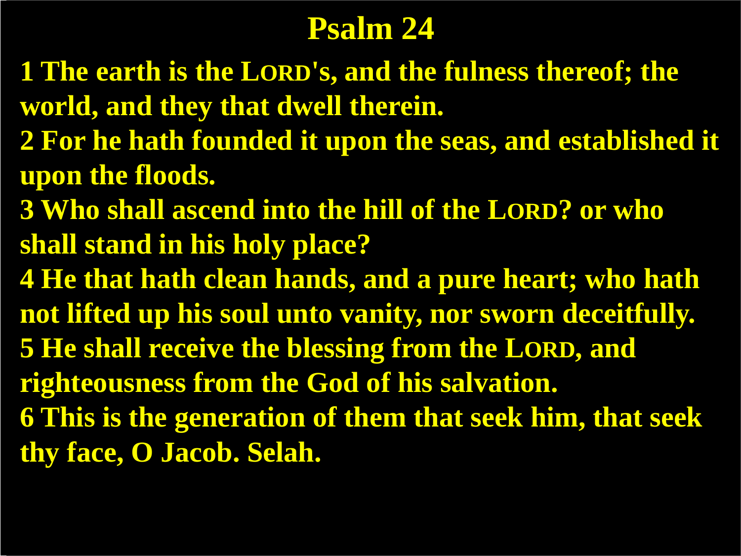# Psalm 24

**1 The earth is the LORD's, and the fulness thereof; the world, and they that dwell therein.**

**2 For he hath founded it upon the seas, and established it upon the floods.**

**3 Who shall ascend into the hill of the LORD? or who shall stand in his holy place?**

**4 He that hath clean hands, and a pure heart; who hath not lifted up his soul unto vanity, nor sworn deceitfully.**

**5 He shall receive the blessing from the LORD, and righteousness from the God of his salvation.**

**6 This is the generation of them that seek him, that seek thy face, O Jacob. Selah.**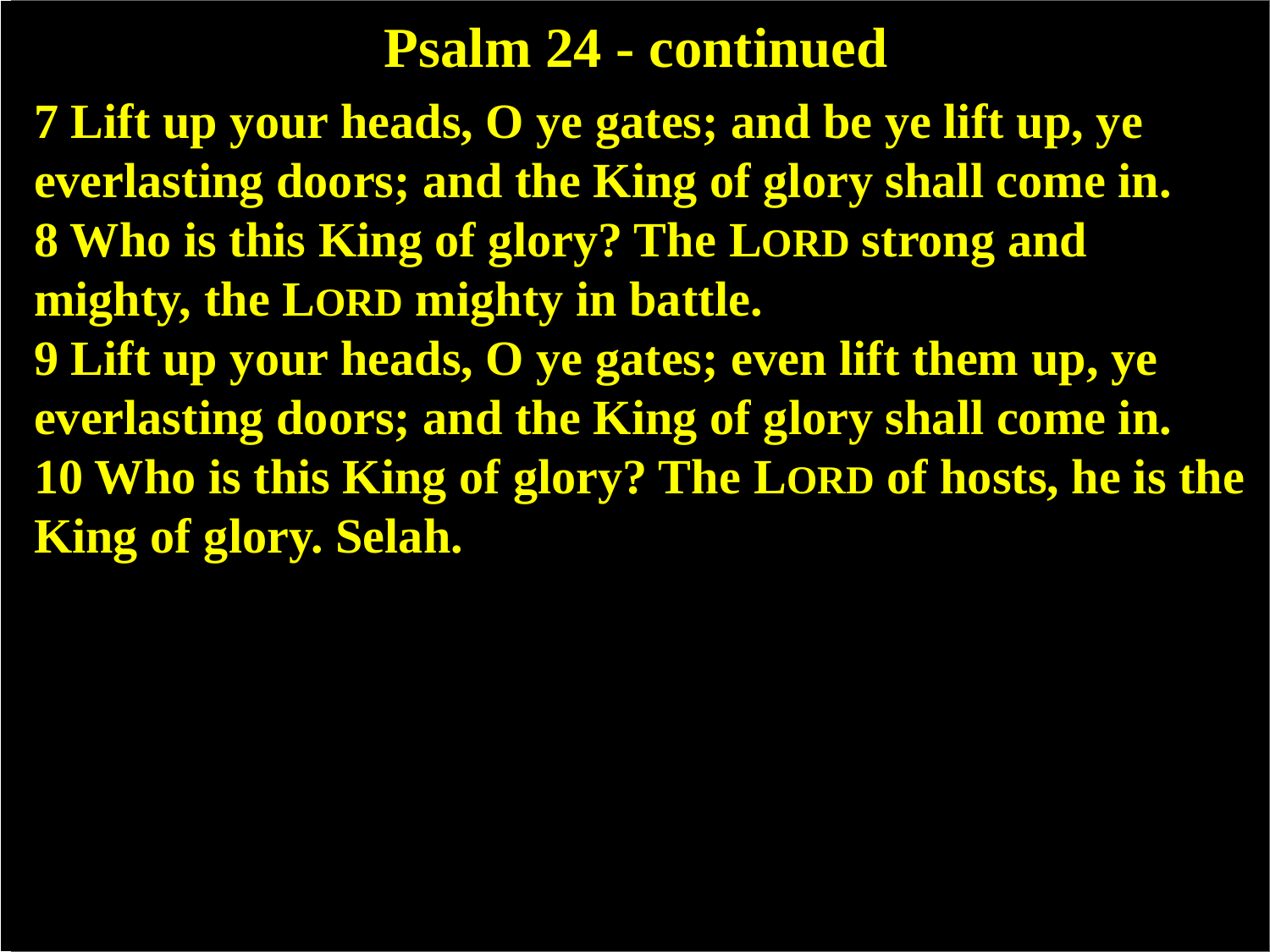# Psalm 24 - continued

**7 Lift up your heads, O ye gates; and be ye lift up, ye everlasting doors; and the King of glory shall come in.**

**8 Who is this King of glory? The LORD strong and mighty, the LORD mighty in battle.**

**9 Lift up your heads, O ye gates; even lift them up, ye everlasting doors; and the King of glory shall come in.**

**10 Who is this King of glory? The LORD of hosts, he is the King of glory. Selah.**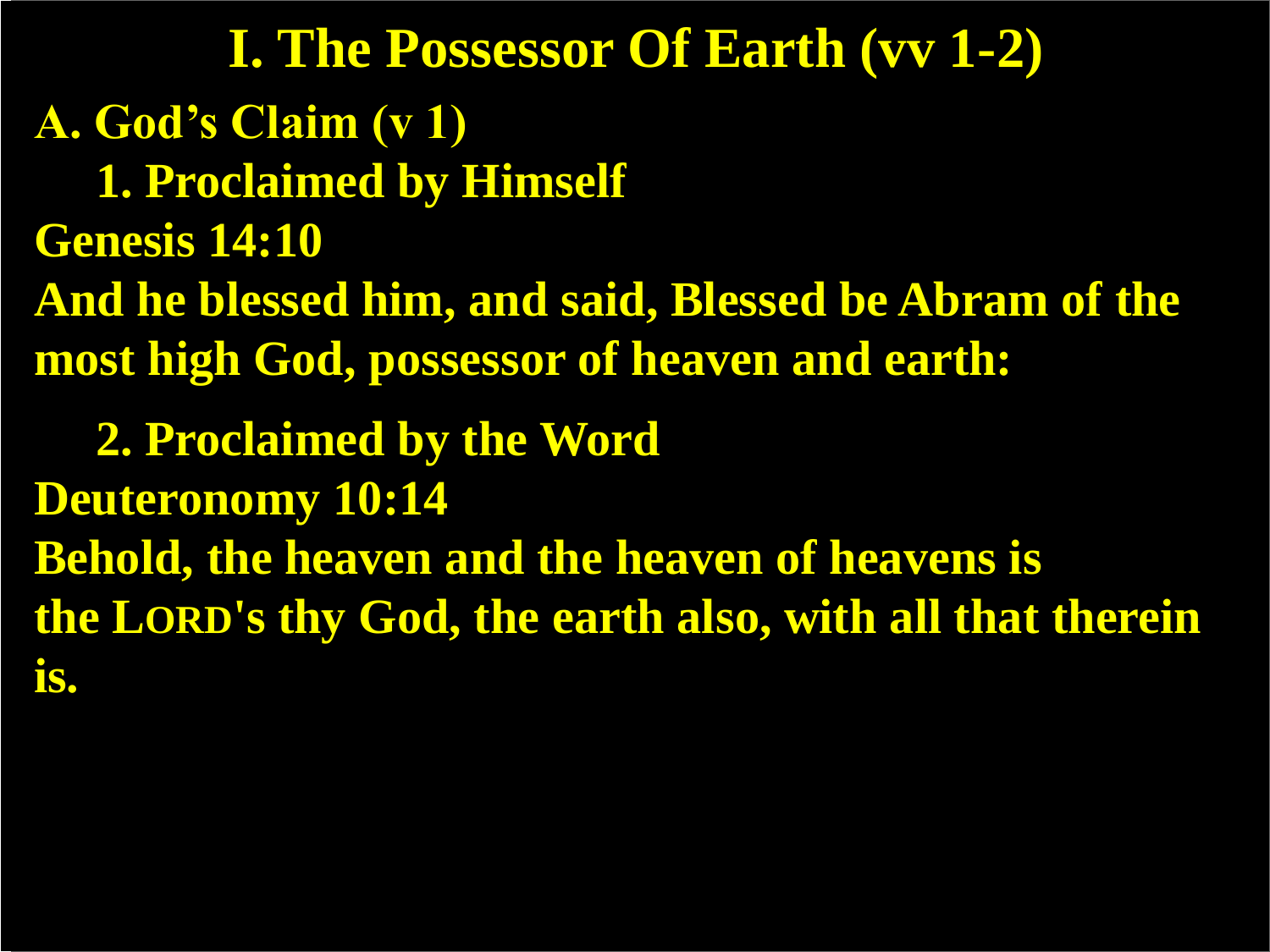# I. The Possessor Of Earth (vv 1-2)

**A. God's Claim (v 1)**

**1. Proclaimed by Himself**

**Genesis 14:10**

**And he blessed him, and said, Blessed be Abram of the most high God, possessor of heaven and earth:**

**2. Proclaimed by the Word**

**Deuteronomy 10:14**

**Behold, the heaven and the heaven of heavens is the LORD's thy God, the earth also, with all that therein is.**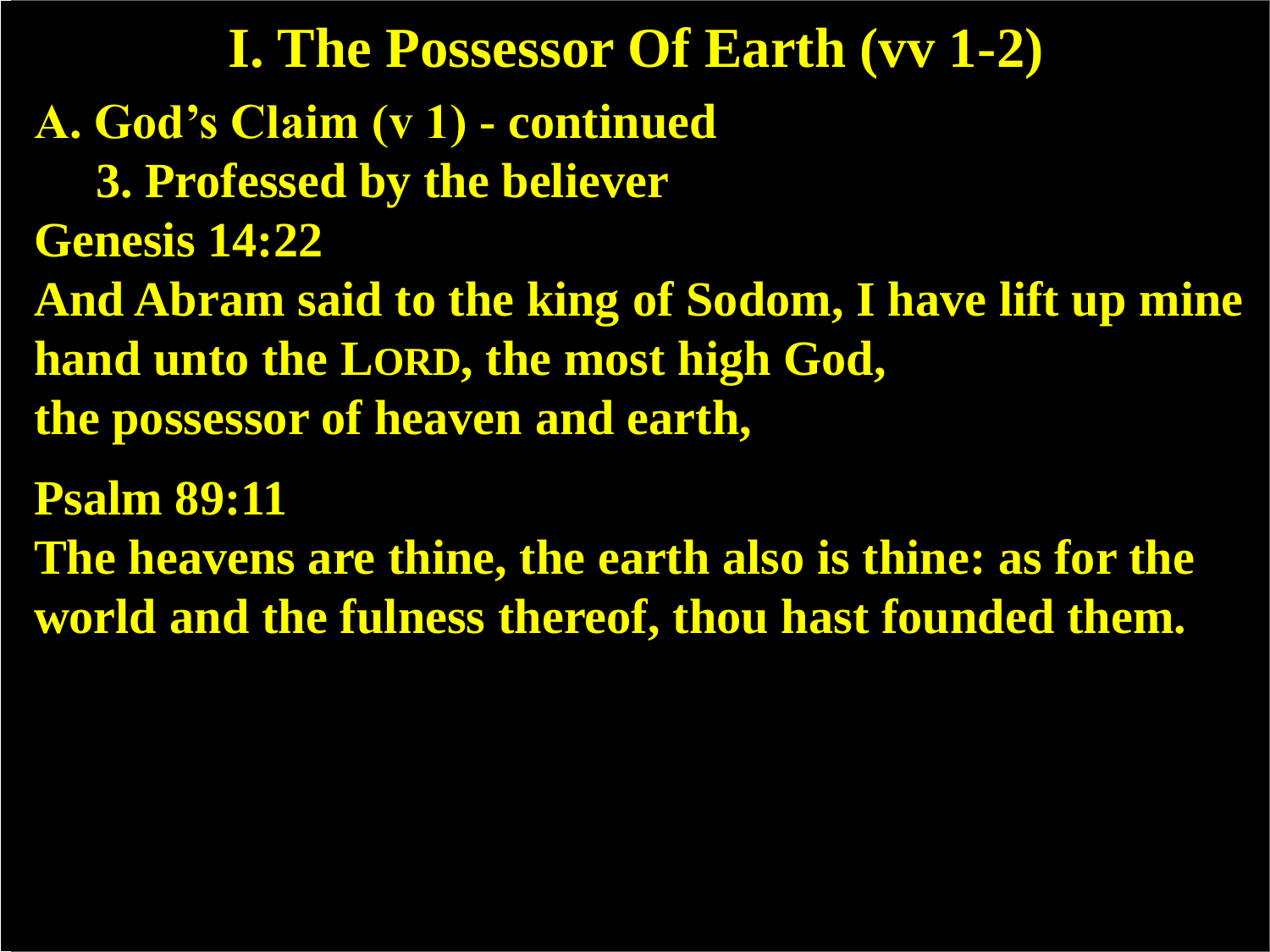# I. The Possessor Of Earth (vv 1-2)

**A. God's Claim (v 1) - continued**

**3. Professed by the believer**

**Genesis 14:22**

**And Abram said to the king of Sodom, I have lift up mine hand unto the LORD, the most high God, the possessor of heaven and earth,**

**Psalm 89:11**

**The heavens are thine, the earth also is thine: as for the world and the fulness thereof, thou hast founded them.**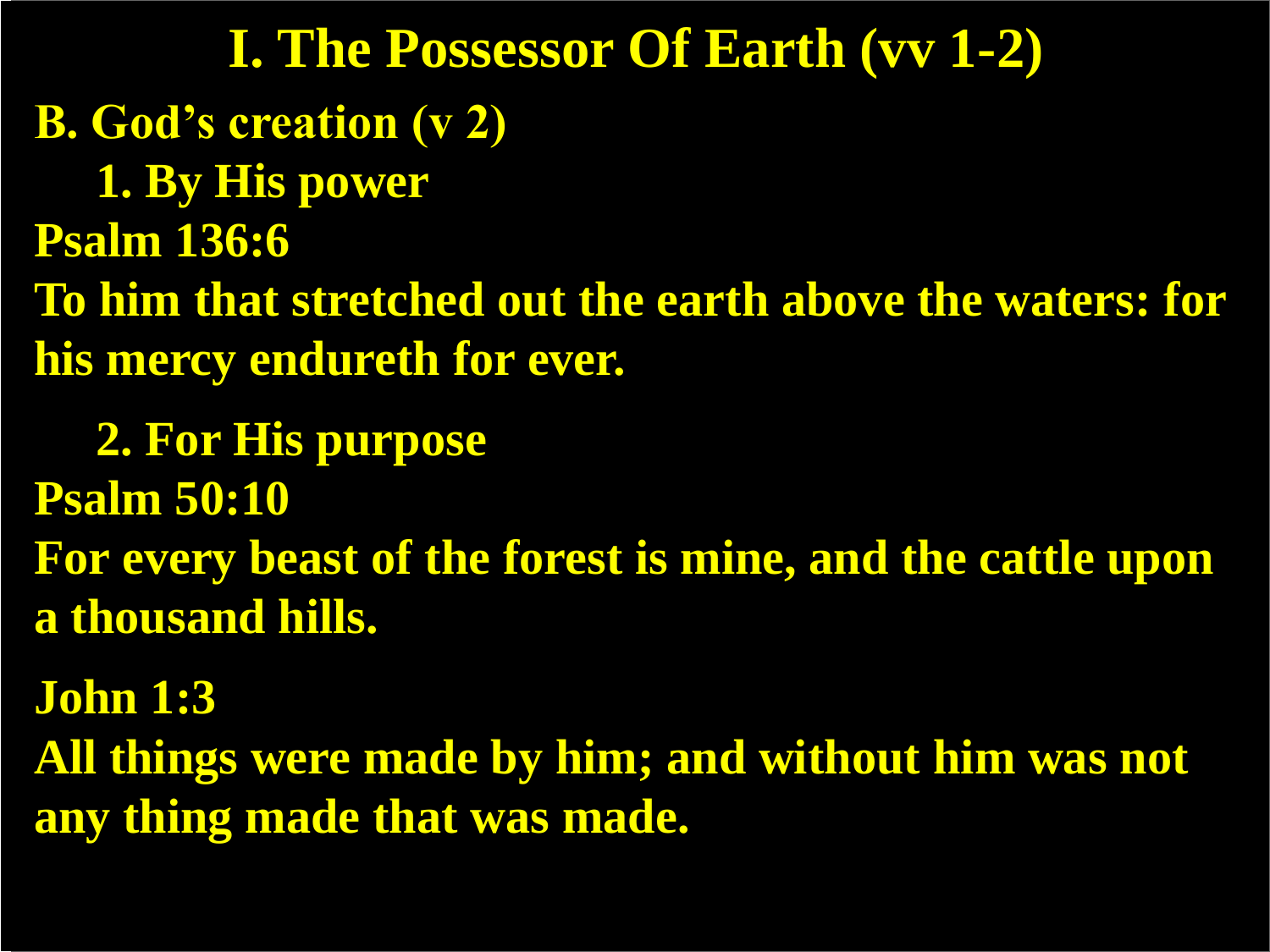# I. The Possessor Of Earth (vv 1-2)

## B. God's creation (v 2)

### 1. By His power

**Psalm 136:6**

**To him that stretched out the earth above the waters: for his mercy endureth for ever.**

### 2. For His purpose

**Psalm 50:10**

**For every beast of the forest is mine, and the cattle upon a thousand hills.**

**John 1:3**

**All things were made by him; and without him was not any thing made that was made.**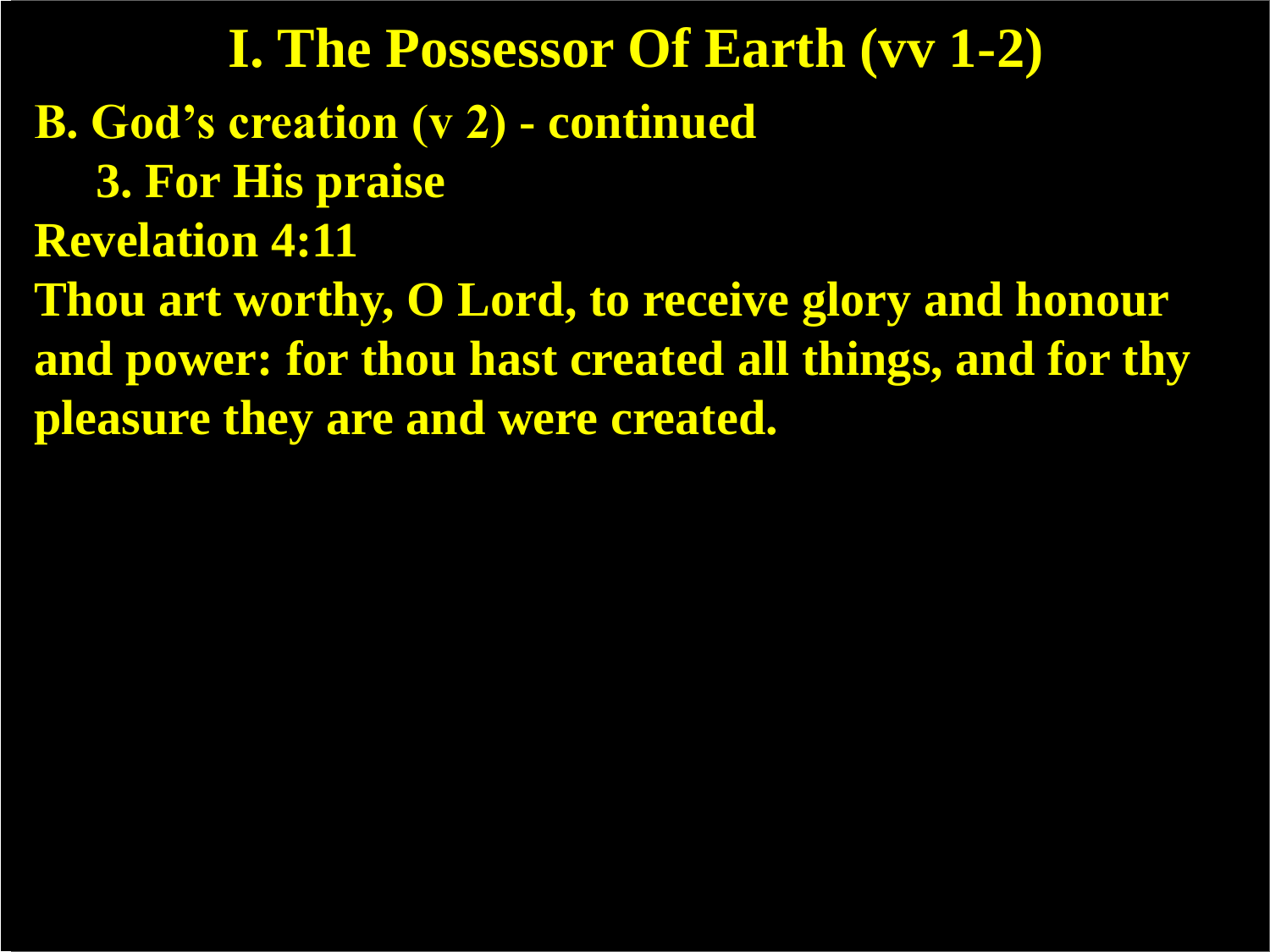# I. The Possessor Of Earth (vv 1-2)

**B. God's creation (v 2) - continued**

**3. For His praise**

**Revelation 4:11**

**Thou art worthy, O Lord, to receive glory and honour and power: for thou hast created all things, and for thy pleasure they are and were created.**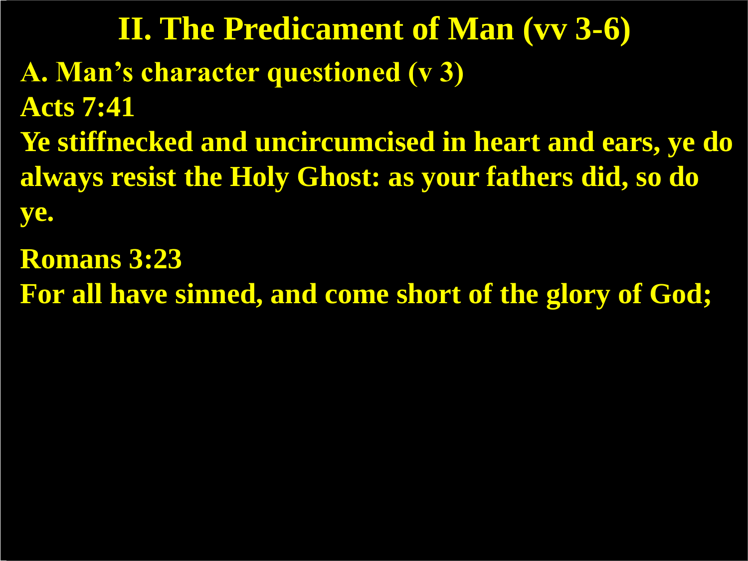# II. The Predicament of Man (vv 3-6)

**A. Man's character questioned (v 3)**

**Acts 7:41**

**Ye stiffnecked and uncircumcised in heart and ears, ye do always resist the Holy Ghost: as your fathers did, so do ye.**

**Romans 3:23**

**For all have sinned, and come short of the glory of God;**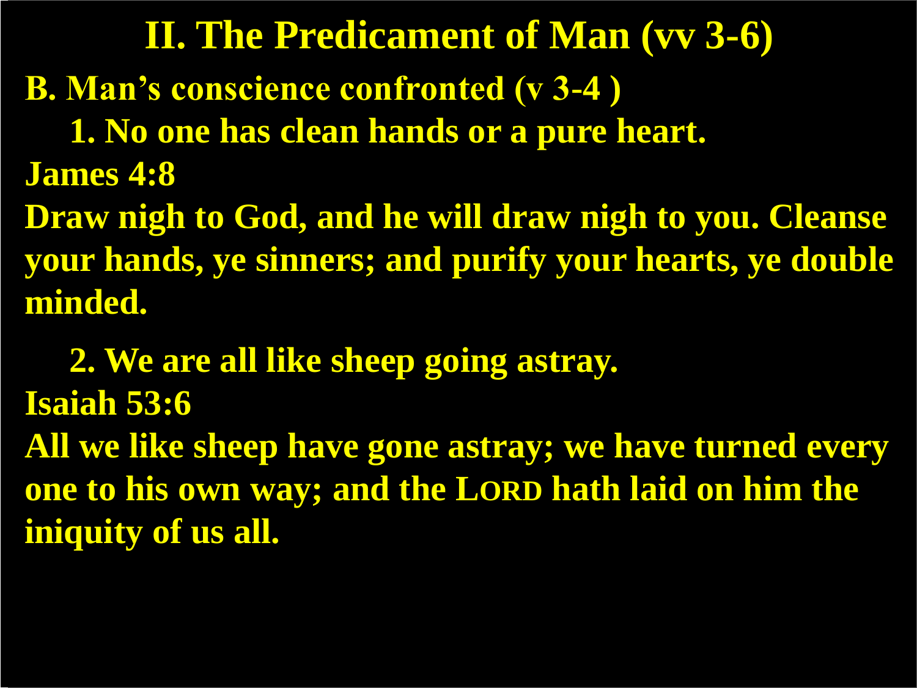# II. The Predicament of Man (vv 3-6)

**B. Man's conscience confronted (v 3-4 )**

**1. No one has clean hands or a pure heart.**

**James 4:8**

**Draw nigh to God, and he will draw nigh to you. Cleanse your hands, ye sinners; and purify your hearts, ye double minded.**

**2. We are all like sheep going astray.**

**Isaiah 53:6**

**All we like sheep have gone astray; we have turned every one to his own way; and the LORD hath laid on him the iniquity of us all.**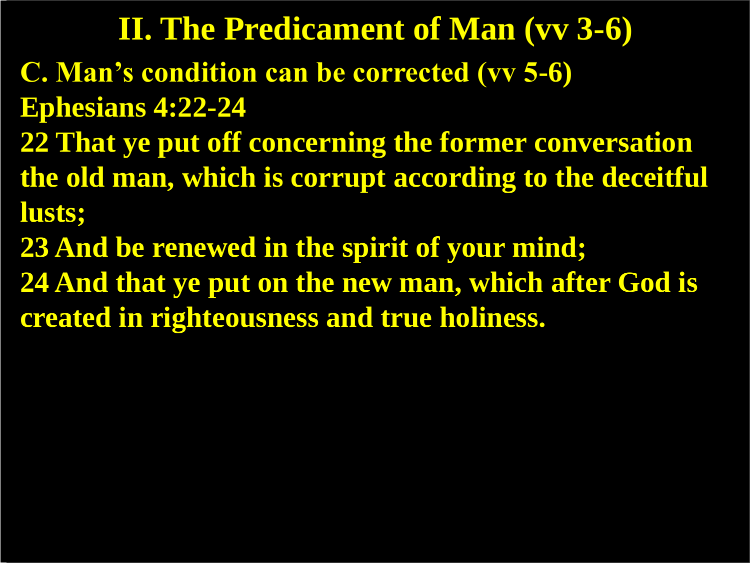# II. The Predicament of Man (vv 3-6)

**C. Man’s condition can be corrected (vv 5-6)**

**Ephesians 4:22-24**

**22 That ye put off concerning the former conversation the old man, which is corrupt according to the deceitful lusts;**

**23 And be renewed in the spirit of your mind;**

**24 And that ye put on the new man, which after God is created in righteousness and true holiness.**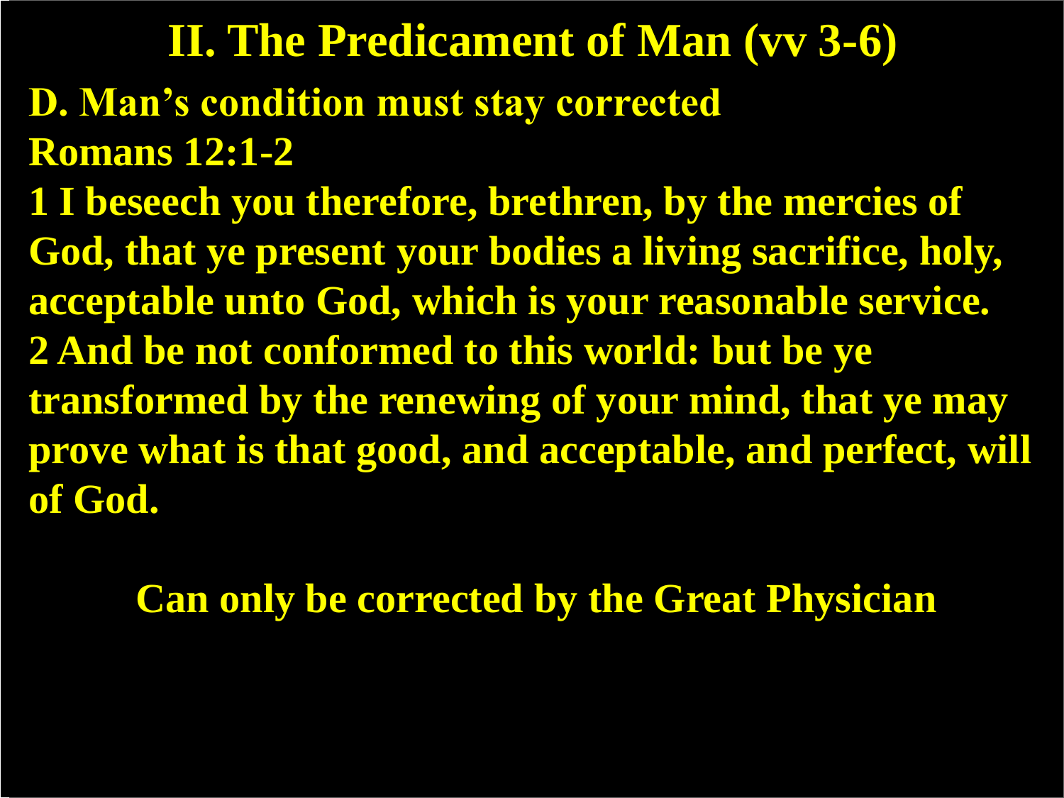# II. The Predicament of Man (vv 3-6)

**D. Man's condition must stay corrected**

**Romans 12:1-2**

**1 I beseech you therefore, brethren, by the mercies of God, that ye present your bodies a living sacrifice, holy, acceptable unto God, which is your reasonable service.**

**2 And be not conformed to this world: but be ye transformed by the renewing of your mind, that ye may prove what is that good, and acceptable, and perfect, will of God.**

**Can only be corrected by the Great Physician**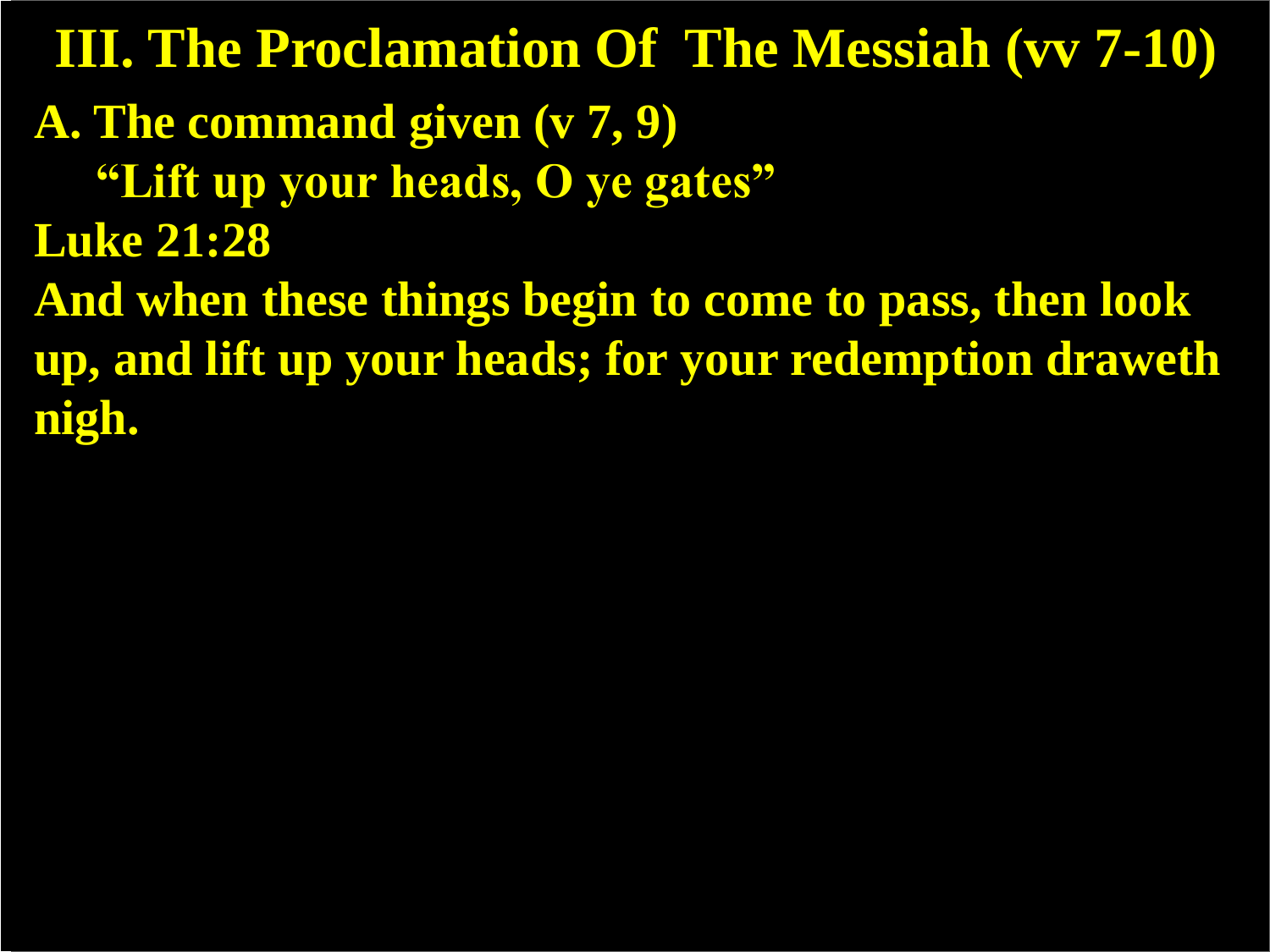# III. The Proclamation Of The Messiah (vv 7-10)

**A. The command given (v 7, 9)**

**"Lift up your heads, O ye gates"**

**Luke 21:28**

**And when these things begin to come to pass, then look up, and lift up your heads; for your redemption draweth nigh.**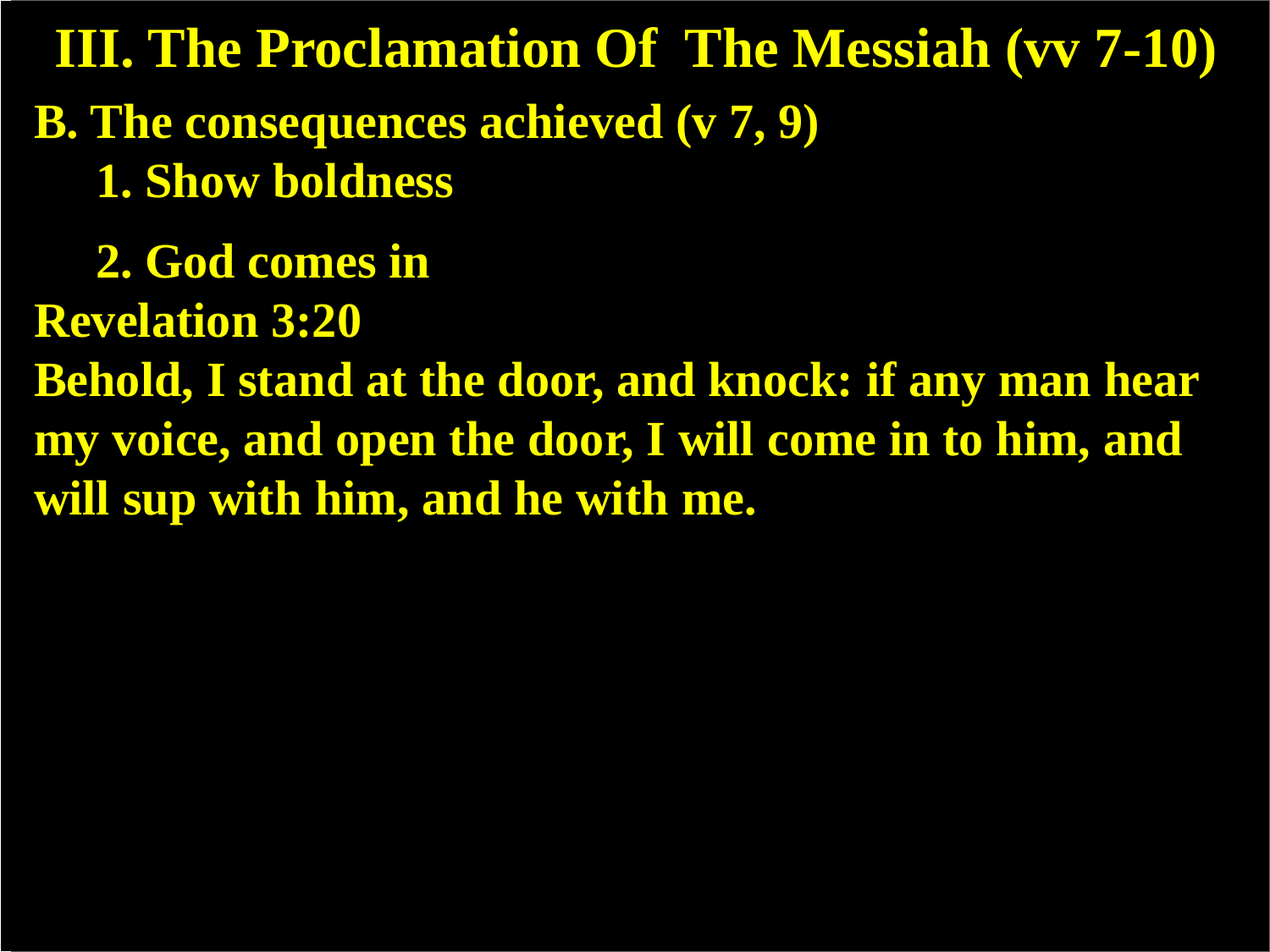# III. The Proclamation Of The Messiah (vv 7-10)

## B. The consequences achieved (v 7, 9)

1. Show boldness

2. God comes in

**Revelation 3:20**

**Behold, I stand at the door, and knock: if any man hear my voice, and open the door, I will come in to him, and will sup with him, and he with me.**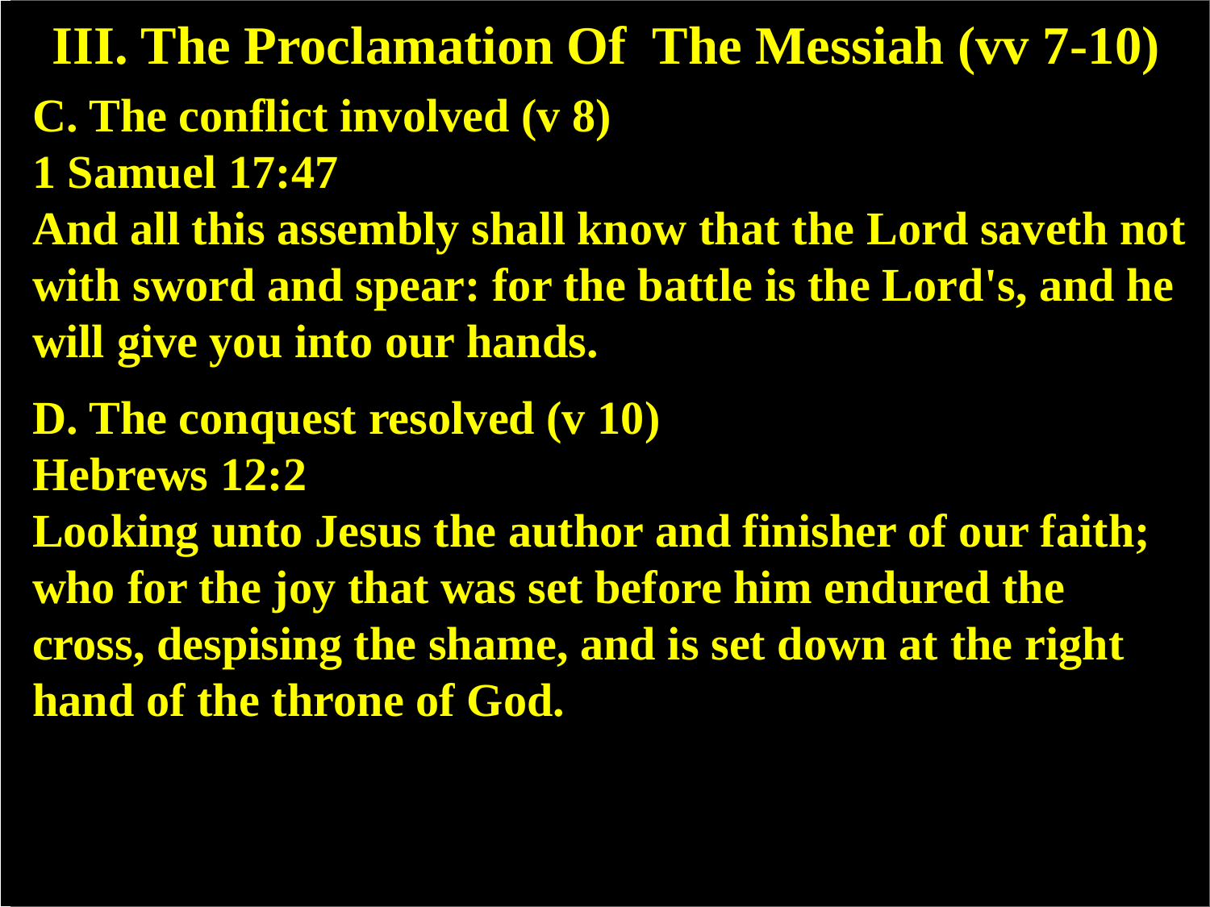# III. The Proclamation Of The Messiah (vv 7-10)

**C. The conflict involved (v 8)**

**1 Samuel 17:47**

**And all this assembly shall know that the Lord saveth not with sword and spear: for the battle is the Lord's, and he will give you into our hands.**

**D. The conquest resolved (v 10)**

**Hebrews 12:2**

**Looking unto Jesus the author and finisher of our faith; who for the joy that was set before him endured the cross, despising the shame, and is set down at the right hand of the throne of God.**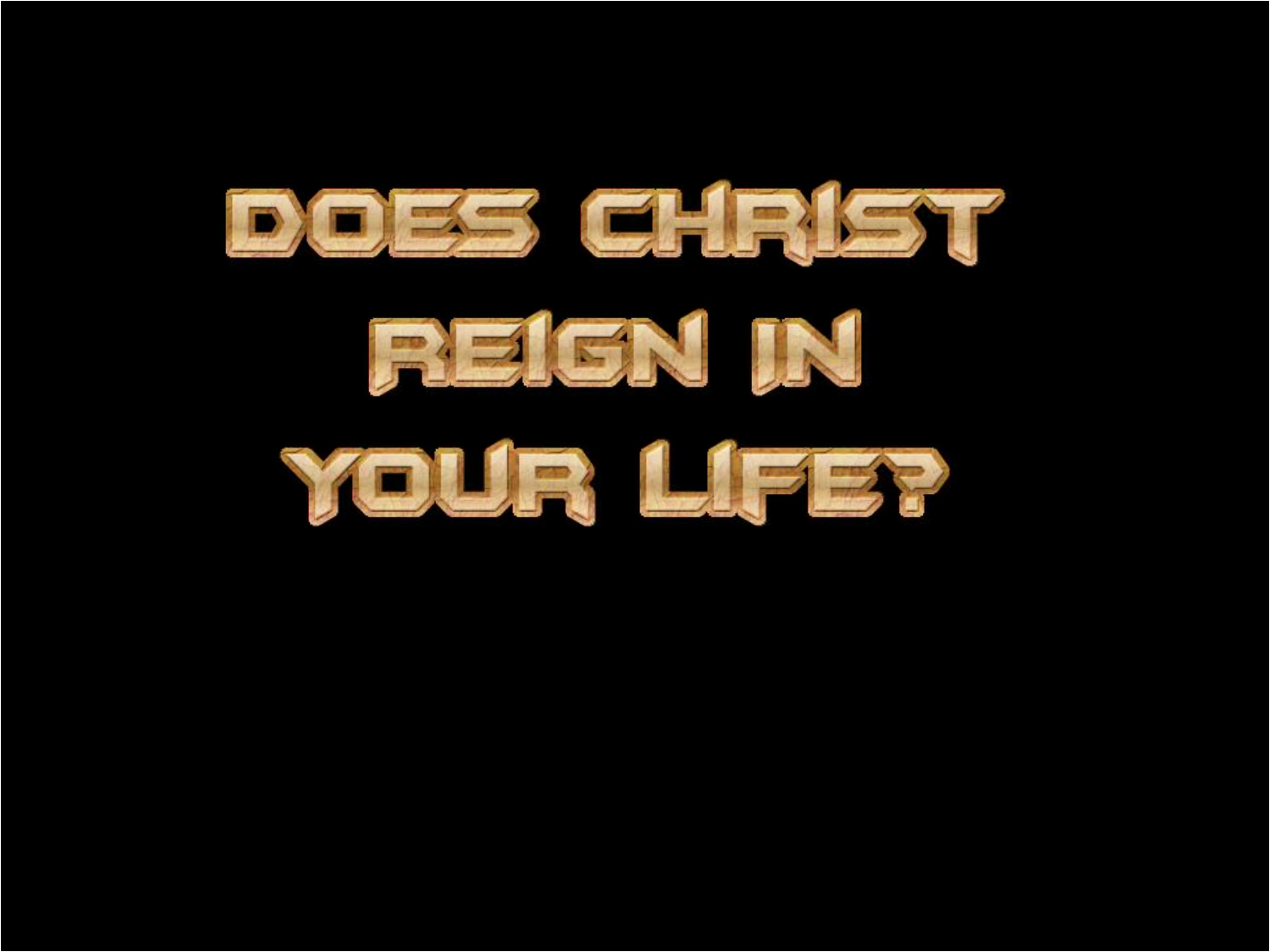# DOES CHRIST REIGN IN YOUR LIFE?